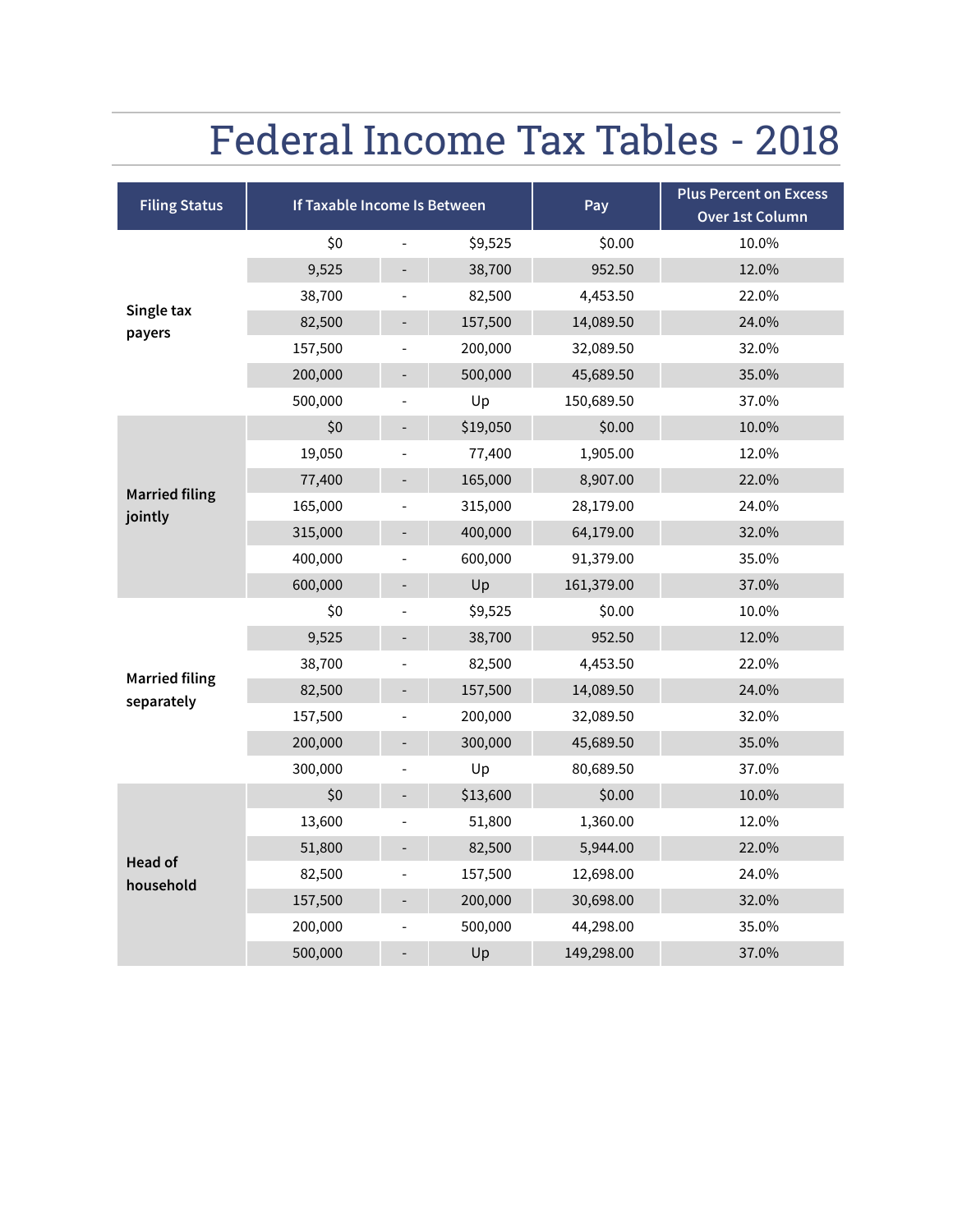# Federal Income Tax Tables - 2018

| Filing Status | If Taxable Income Is Between | | | Pay | Plus Percent on Excess Over 1st Column |
|---|---|---|---|---|---|
| Single tax payers | $0 | - | $9,525 | $0.00 | 10.0% |
| | 9,525 | - | 38,700 | 952.50 | 12.0% |
| | 38,700 | - | 82,500 | 4,453.50 | 22.0% |
| | 82,500 | - | 157,500 | 14,089.50 | 24.0% |
| | 157,500 | - | 200,000 | 32,089.50 | 32.0% |
| | 200,000 | - | 500,000 | 45,689.50 | 35.0% |
| | 500,000 | - | Up | 150,689.50 | 37.0% |
| Married filing jointly | $0 | - | $19,050 | $0.00 | 10.0% |
| | 19,050 | - | 77,400 | 1,905.00 | 12.0% |
| | 77,400 | - | 165,000 | 8,907.00 | 22.0% |
| | 165,000 | - | 315,000 | 28,179.00 | 24.0% |
| | 315,000 | - | 400,000 | 64,179.00 | 32.0% |
| | 400,000 | - | 600,000 | 91,379.00 | 35.0% |
| | 600,000 | - | Up | 161,379.00 | 37.0% |
| Married filing separately | $0 | - | $9,525 | $0.00 | 10.0% |
| | 9,525 | - | 38,700 | 952.50 | 12.0% |
| | 38,700 | - | 82,500 | 4,453.50 | 22.0% |
| | 82,500 | - | 157,500 | 14,089.50 | 24.0% |
| | 157,500 | - | 200,000 | 32,089.50 | 32.0% |
| | 200,000 | - | 300,000 | 45,689.50 | 35.0% |
| | 300,000 | - | Up | 80,689.50 | 37.0% |
| Head of household | $0 | - | $13,600 | $0.00 | 10.0% |
| | 13,600 | - | 51,800 | 1,360.00 | 12.0% |
| | 51,800 | - | 82,500 | 5,944.00 | 22.0% |
| | 82,500 | - | 157,500 | 12,698.00 | 24.0% |
| | 157,500 | - | 200,000 | 30,698.00 | 32.0% |
| | 200,000 | - | 500,000 | 44,298.00 | 35.0% |
| | 500,000 | - | Up | 149,298.00 | 37.0% |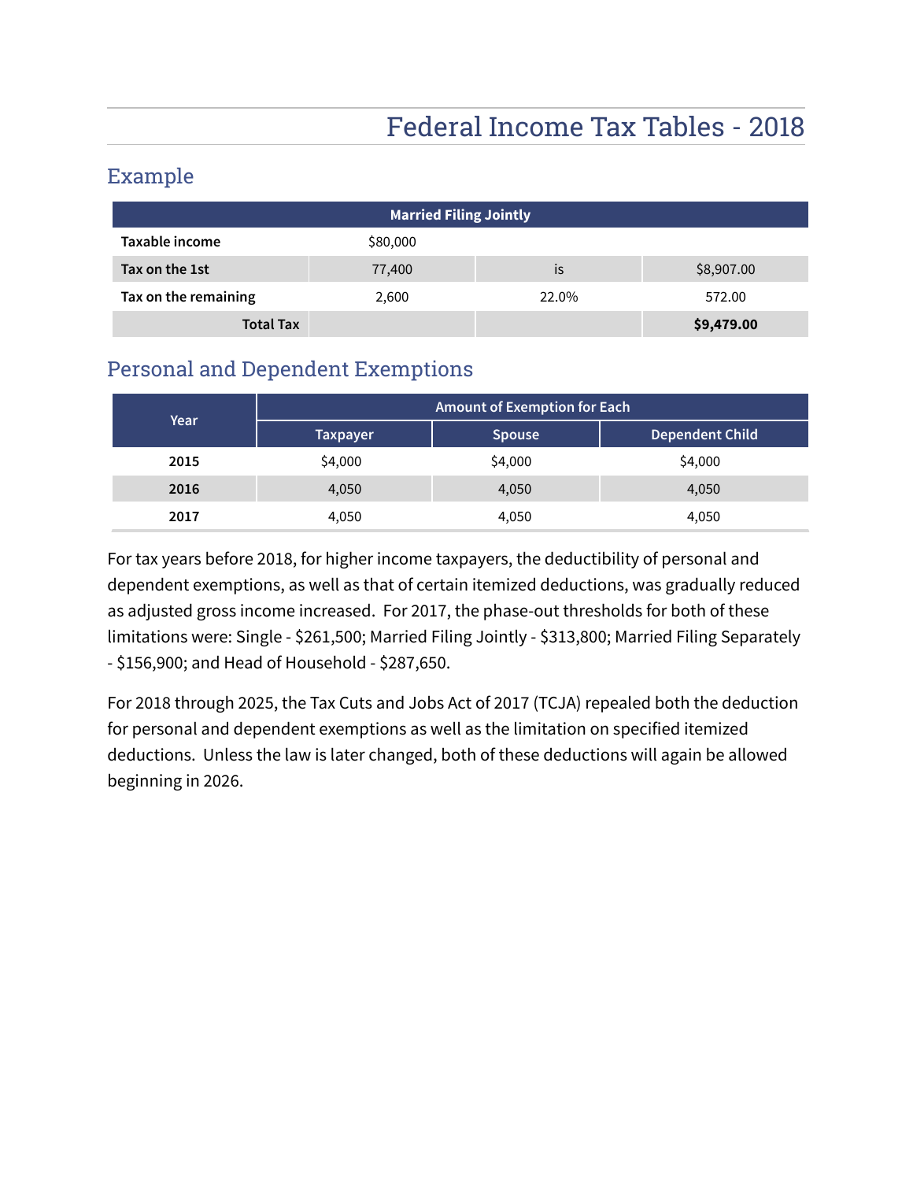# Federal Income Tax Tables - 2018

## Example

| Married Filing Jointly | | | |
|---|---|---|---|
| **Taxable income** | $80,000 | | |
| **Tax on the 1st** | 77,400 | is | $8,907.00 |
| **Tax on the remaining** | 2,600 | 22.0% | 572.00 |
| **Total Tax** | | | **$9,479.00** |

## Personal and Dependent Exemptions

| Year | Amount of Exemption for Each | | |
|---|---|---|---|
| | Taxpayer | Spouse | Dependent Child |
| **2015** | $4,000 | $4,000 | $4,000 |
| **2016** | 4,050 | 4,050 | 4,050 |
| **2017** | 4,050 | 4,050 | 4,050 |

For tax years before 2018, for higher income taxpayers, the deductibility of personal and dependent exemptions, as well as that of certain itemized deductions, was gradually reduced as adjusted gross income increased. For 2017, the phase-out thresholds for both of these limitations were: Single - $261,500; Married Filing Jointly - $313,800; Married Filing Separately - $156,900; and Head of Household - $287,650.

For 2018 through 2025, the Tax Cuts and Jobs Act of 2017 (TCJA) repealed both the deduction for personal and dependent exemptions as well as the limitation on specified itemized deductions. Unless the law is later changed, both of these deductions will again be allowed beginning in 2026.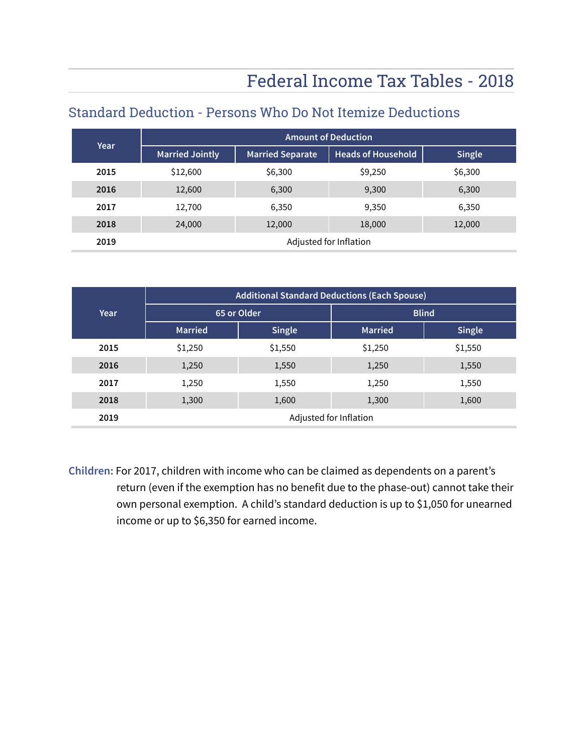# Federal Income Tax Tables - 2018

## Standard Deduction - Persons Who Do Not Itemize Deductions

| Year | Amount of Deduction | | | |
|---|---|---|---|---|
| | Married Jointly | Married Separate | Heads of Household | Single |
| 2015 | $12,600 | $6,300 | $9,250 | $6,300 |
| 2016 | 12,600 | 6,300 | 9,300 | 6,300 |
| 2017 | 12,700 | 6,350 | 9,350 | 6,350 |
| 2018 | 24,000 | 12,000 | 18,000 | 12,000 |
| 2019 | Adjusted for Inflation | | | |

| Year | Additional Standard Deductions (Each Spouse) | | | |
|---|---|---|---|---|
| | 65 or Older | | Blind | |
| | Married | Single | Married | Single |
| 2015 | $1,250 | $1,550 | $1,250 | $1,550 |
| 2016 | 1,250 | 1,550 | 1,250 | 1,550 |
| 2017 | 1,250 | 1,550 | 1,250 | 1,550 |
| 2018 | 1,300 | 1,600 | 1,300 | 1,600 |
| 2019 | Adjusted for Inflation | | | |

**Children:** For 2017, children with income who can be claimed as dependents on a parent's return (even if the exemption has no benefit due to the phase-out) cannot take their own personal exemption. A child's standard deduction is up to $1,050 for unearned income or up to $6,350 for earned income.